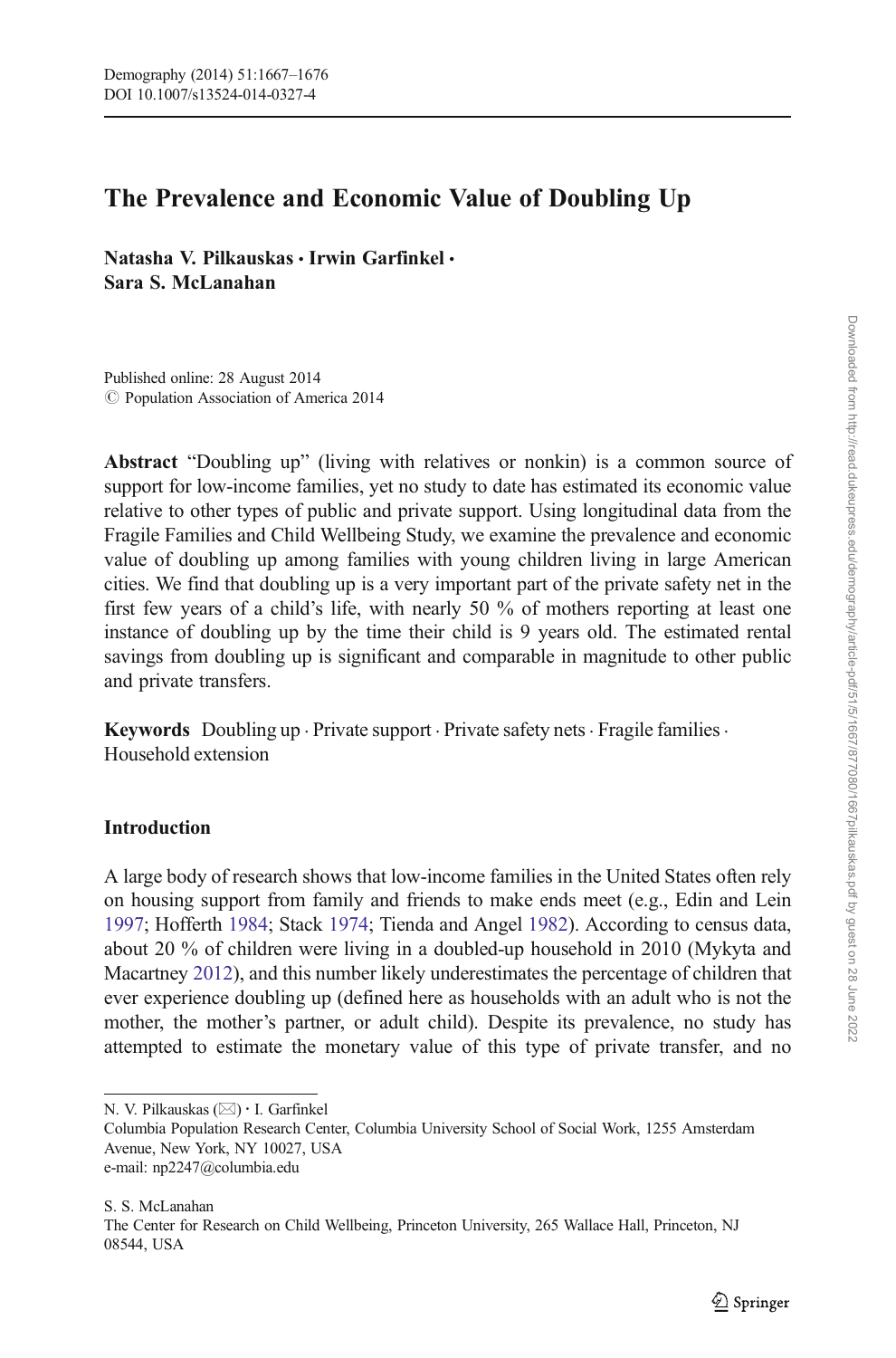# The Prevalence and Economic Value of Doubling Up

**Natasha V. Pilkauskas · Irwin Garfinkel · Sara S. McLanahan**

Published online: 28 August 2014
© Population Association of America 2014

**Abstract** "Doubling up" (living with relatives or nonkin) is a common source of support for low-income families, yet no study to date has estimated its economic value relative to other types of public and private support. Using longitudinal data from the Fragile Families and Child Wellbeing Study, we examine the prevalence and economic value of doubling up among families with young children living in large American cities. We find that doubling up is a very important part of the private safety net in the first few years of a child's life, with nearly 50 % of mothers reporting at least one instance of doubling up by the time their child is 9 years old. The estimated rental savings from doubling up is significant and comparable in magnitude to other public and private transfers.

**Keywords** Doubling up · Private support · Private safety nets · Fragile families · Household extension

## Introduction

A large body of research shows that low-income families in the United States often rely on housing support from family and friends to make ends meet (e.g., Edin and Lein 1997; Hofferth 1984; Stack 1974; Tienda and Angel 1982). According to census data, about 20 % of children were living in a doubled-up household in 2010 (Mykyta and Macartney 2012), and this number likely underestimates the percentage of children that ever experience doubling up (defined here as households with an adult who is not the mother, the mother's partner, or adult child). Despite its prevalence, no study has attempted to estimate the monetary value of this type of private transfer, and no

---

N. V. Pilkauskas (✉) · I. Garfinkel
Columbia Population Research Center, Columbia University School of Social Work, 1255 Amsterdam Avenue, New York, NY 10027, USA
e-mail: np2247@columbia.edu

S. S. McLanahan
The Center for Research on Child Wellbeing, Princeton University, 265 Wallace Hall, Princeton, NJ 08544, USA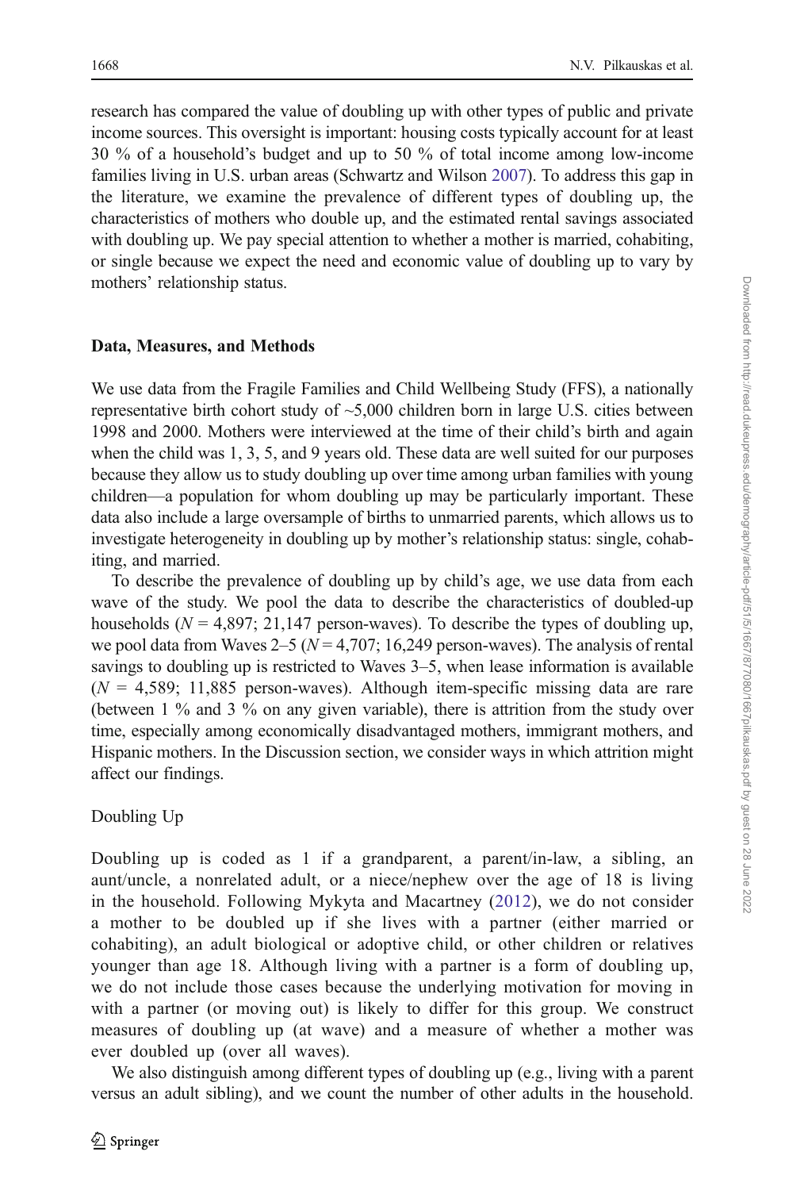research has compared the value of doubling up with other types of public and private income sources. This oversight is important: housing costs typically account for at least 30 % of a household's budget and up to 50 % of total income among low-income families living in U.S. urban areas (Schwartz and Wilson 2007). To address this gap in the literature, we examine the prevalence of different types of doubling up, the characteristics of mothers who double up, and the estimated rental savings associated with doubling up. We pay special attention to whether a mother is married, cohabiting, or single because we expect the need and economic value of doubling up to vary by mothers' relationship status.

## Data, Measures, and Methods

We use data from the Fragile Families and Child Wellbeing Study (FFS), a nationally representative birth cohort study of ~5,000 children born in large U.S. cities between 1998 and 2000. Mothers were interviewed at the time of their child's birth and again when the child was 1, 3, 5, and 9 years old. These data are well suited for our purposes because they allow us to study doubling up over time among urban families with young children—a population for whom doubling up may be particularly important. These data also include a large oversample of births to unmarried parents, which allows us to investigate heterogeneity in doubling up by mother's relationship status: single, cohabiting, and married.

To describe the prevalence of doubling up by child's age, we use data from each wave of the study. We pool the data to describe the characteristics of doubled-up households ($N = 4{,}897$; 21,147 person-waves). To describe the types of doubling up, we pool data from Waves 2–5 ($N = 4{,}707$; 16,249 person-waves). The analysis of rental savings to doubling up is restricted to Waves 3–5, when lease information is available ($N = 4{,}589$; 11,885 person-waves). Although item-specific missing data are rare (between 1 % and 3 % on any given variable), there is attrition from the study over time, especially among economically disadvantaged mothers, immigrant mothers, and Hispanic mothers. In the Discussion section, we consider ways in which attrition might affect our findings.

### Doubling Up

Doubling up is coded as 1 if a grandparent, a parent/in-law, a sibling, an aunt/uncle, a nonrelated adult, or a niece/nephew over the age of 18 is living in the household. Following Mykyta and Macartney (2012), we do not consider a mother to be doubled up if she lives with a partner (either married or cohabiting), an adult biological or adoptive child, or other children or relatives younger than age 18. Although living with a partner is a form of doubling up, we do not include those cases because the underlying motivation for moving in with a partner (or moving out) is likely to differ for this group. We construct measures of doubling up (at wave) and a measure of whether a mother was ever doubled up (over all waves).

We also distinguish among different types of doubling up (e.g., living with a parent versus an adult sibling), and we count the number of other adults in the household.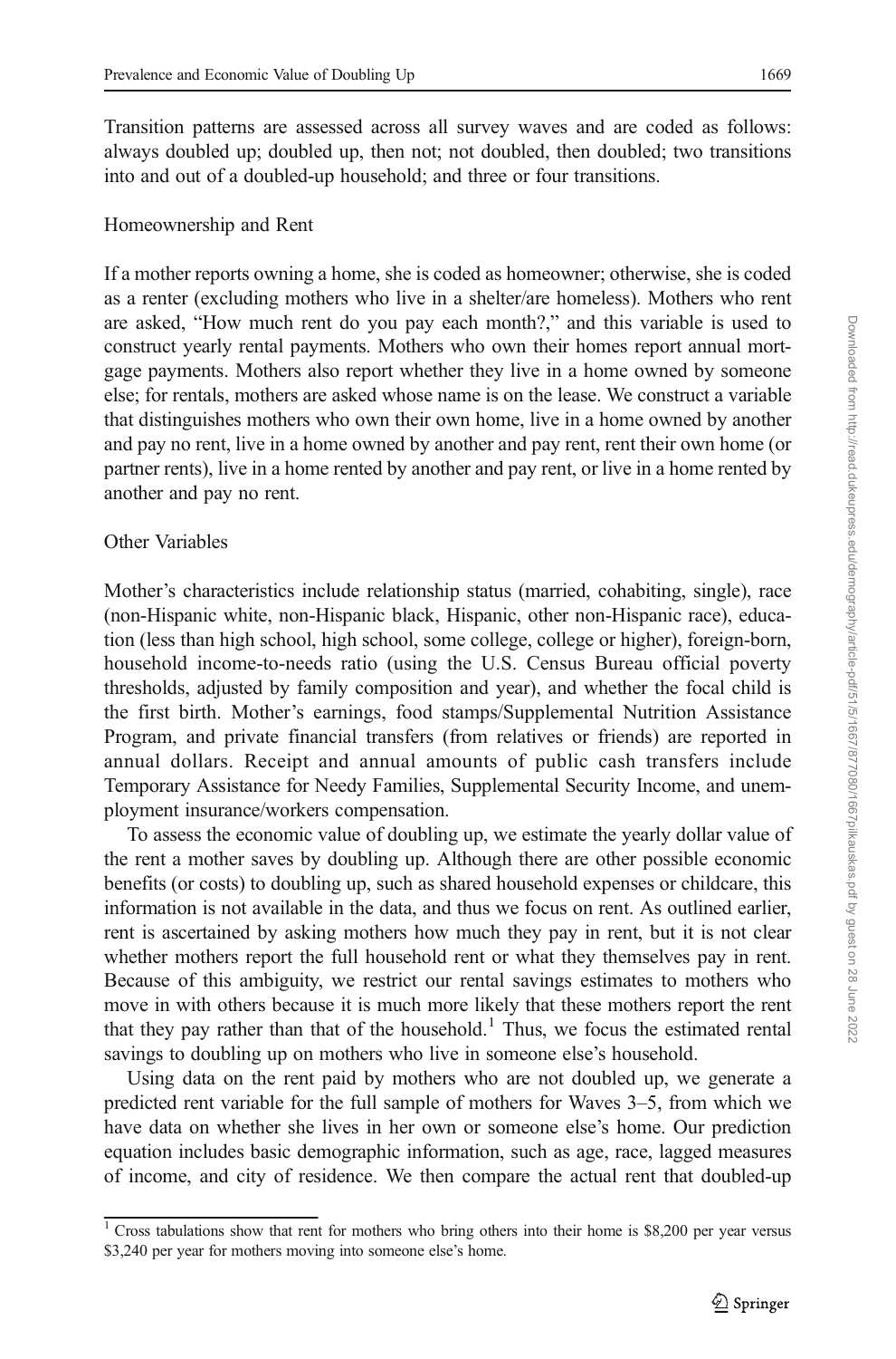Transition patterns are assessed across all survey waves and are coded as follows: always doubled up; doubled up, then not; not doubled, then doubled; two transitions into and out of a doubled-up household; and three or four transitions.

### Homeownership and Rent

If a mother reports owning a home, she is coded as homeowner; otherwise, she is coded as a renter (excluding mothers who live in a shelter/are homeless). Mothers who rent are asked, "How much rent do you pay each month?," and this variable is used to construct yearly rental payments. Mothers who own their homes report annual mortgage payments. Mothers also report whether they live in a home owned by someone else; for rentals, mothers are asked whose name is on the lease. We construct a variable that distinguishes mothers who own their own home, live in a home owned by another and pay no rent, live in a home owned by another and pay rent, rent their own home (or partner rents), live in a home rented by another and pay rent, or live in a home rented by another and pay no rent.

### Other Variables

Mother's characteristics include relationship status (married, cohabiting, single), race (non-Hispanic white, non-Hispanic black, Hispanic, other non-Hispanic race), education (less than high school, high school, some college, college or higher), foreign-born, household income-to-needs ratio (using the U.S. Census Bureau official poverty thresholds, adjusted by family composition and year), and whether the focal child is the first birth. Mother's earnings, food stamps/Supplemental Nutrition Assistance Program, and private financial transfers (from relatives or friends) are reported in annual dollars. Receipt and annual amounts of public cash transfers include Temporary Assistance for Needy Families, Supplemental Security Income, and unemployment insurance/workers compensation.

To assess the economic value of doubling up, we estimate the yearly dollar value of the rent a mother saves by doubling up. Although there are other possible economic benefits (or costs) to doubling up, such as shared household expenses or childcare, this information is not available in the data, and thus we focus on rent. As outlined earlier, rent is ascertained by asking mothers how much they pay in rent, but it is not clear whether mothers report the full household rent or what they themselves pay in rent. Because of this ambiguity, we restrict our rental savings estimates to mothers who move in with others because it is much more likely that these mothers report the rent that they pay rather than that of the household.[1] Thus, we focus the estimated rental savings to doubling up on mothers who live in someone else's household.

Using data on the rent paid by mothers who are not doubled up, we generate a predicted rent variable for the full sample of mothers for Waves 3–5, from which we have data on whether she lives in her own or someone else's home. Our prediction equation includes basic demographic information, such as age, race, lagged measures of income, and city of residence. We then compare the actual rent that doubled-up

[1] Cross tabulations show that rent for mothers who bring others into their home is $8,200 per year versus $3,240 per year for mothers moving into someone else's home.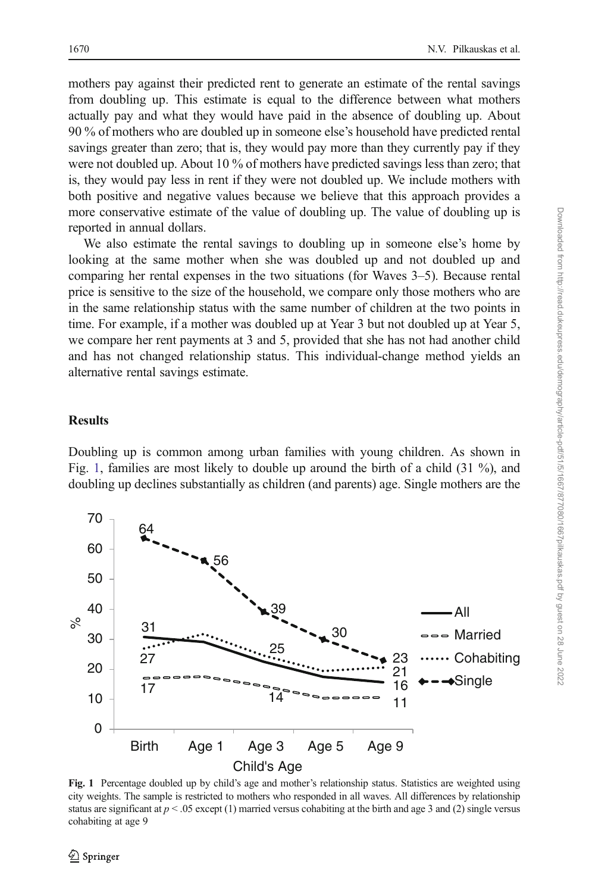mothers pay against their predicted rent to generate an estimate of the rental savings from doubling up. This estimate is equal to the difference between what mothers actually pay and what they would have paid in the absence of doubling up. About 90 % of mothers who are doubled up in someone else's household have predicted rental savings greater than zero; that is, they would pay more than they currently pay if they were not doubled up. About 10 % of mothers have predicted savings less than zero; that is, they would pay less in rent if they were not doubled up. We include mothers with both positive and negative values because we believe that this approach provides a more conservative estimate of the value of doubling up. The value of doubling up is reported in annual dollars.

We also estimate the rental savings to doubling up in someone else's home by looking at the same mother when she was doubled up and not doubled up and comparing her rental expenses in the two situations (for Waves 3–5). Because rental price is sensitive to the size of the household, we compare only those mothers who are in the same relationship status with the same number of children at the two points in time. For example, if a mother was doubled up at Year 3 but not doubled up at Year 5, we compare her rent payments at 3 and 5, provided that she has not had another child and has not changed relationship status. This individual-change method yields an alternative rental savings estimate.

## Results

Doubling up is common among urban families with young children. As shown in Fig. 1, families are most likely to double up around the birth of a child (31 %), and doubling up declines substantially as children (and parents) age. Single mothers are the

**Fig. 1** Percentage doubled up by child's age and mother's relationship status. Statistics are weighted using city weights. The sample is restricted to mothers who responded in all waves. All differences by relationship status are significant at $p < .05$ except (1) married versus cohabiting at the birth and age 3 and (2) single versus cohabiting at age 9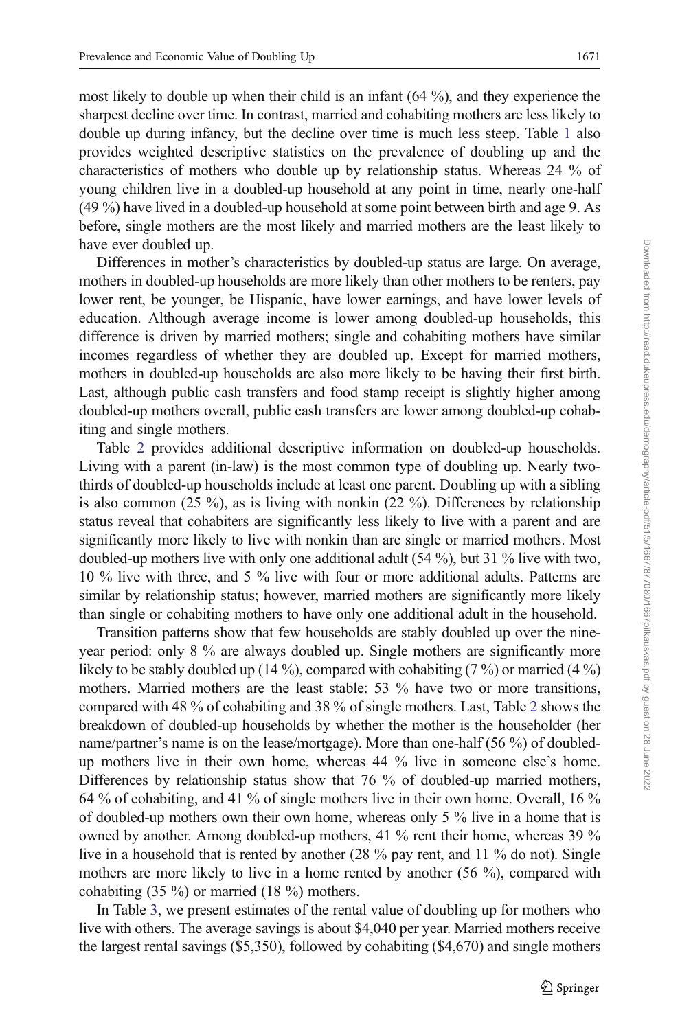most likely to double up when their child is an infant (64 %), and they experience the sharpest decline over time. In contrast, married and cohabiting mothers are less likely to double up during infancy, but the decline over time is much less steep. Table 1 also provides weighted descriptive statistics on the prevalence of doubling up and the characteristics of mothers who double up by relationship status. Whereas 24 % of young children live in a doubled-up household at any point in time, nearly one-half (49 %) have lived in a doubled-up household at some point between birth and age 9. As before, single mothers are the most likely and married mothers are the least likely to have ever doubled up.

Differences in mother's characteristics by doubled-up status are large. On average, mothers in doubled-up households are more likely than other mothers to be renters, pay lower rent, be younger, be Hispanic, have lower earnings, and have lower levels of education. Although average income is lower among doubled-up households, this difference is driven by married mothers; single and cohabiting mothers have similar incomes regardless of whether they are doubled up. Except for married mothers, mothers in doubled-up households are also more likely to be having their first birth. Last, although public cash transfers and food stamp receipt is slightly higher among doubled-up mothers overall, public cash transfers are lower among doubled-up cohabiting and single mothers.

Table 2 provides additional descriptive information on doubled-up households. Living with a parent (in-law) is the most common type of doubling up. Nearly two-thirds of doubled-up households include at least one parent. Doubling up with a sibling is also common (25 %), as is living with nonkin (22 %). Differences by relationship status reveal that cohabiters are significantly less likely to live with a parent and are significantly more likely to live with nonkin than are single or married mothers. Most doubled-up mothers live with only one additional adult (54 %), but 31 % live with two, 10 % live with three, and 5 % live with four or more additional adults. Patterns are similar by relationship status; however, married mothers are significantly more likely than single or cohabiting mothers to have only one additional adult in the household.

Transition patterns show that few households are stably doubled up over the nine-year period: only 8 % are always doubled up. Single mothers are significantly more likely to be stably doubled up (14 %), compared with cohabiting (7 %) or married (4 %) mothers. Married mothers are the least stable: 53 % have two or more transitions, compared with 48 % of cohabiting and 38 % of single mothers. Last, Table 2 shows the breakdown of doubled-up households by whether the mother is the householder (her name/partner's name is on the lease/mortgage). More than one-half (56 %) of doubled-up mothers live in their own home, whereas 44 % live in someone else's home. Differences by relationship status show that 76 % of doubled-up married mothers, 64 % of cohabiting, and 41 % of single mothers live in their own home. Overall, 16 % of doubled-up mothers own their own home, whereas only 5 % live in a home that is owned by another. Among doubled-up mothers, 41 % rent their home, whereas 39 % live in a household that is rented by another (28 % pay rent, and 11 % do not). Single mothers are more likely to live in a home rented by another (56 %), compared with cohabiting (35 %) or married (18 %) mothers.

In Table 3, we present estimates of the rental value of doubling up for mothers who live with others. The average savings is about \$4,040 per year. Married mothers receive the largest rental savings (\$5,350), followed by cohabiting (\$4,670) and single mothers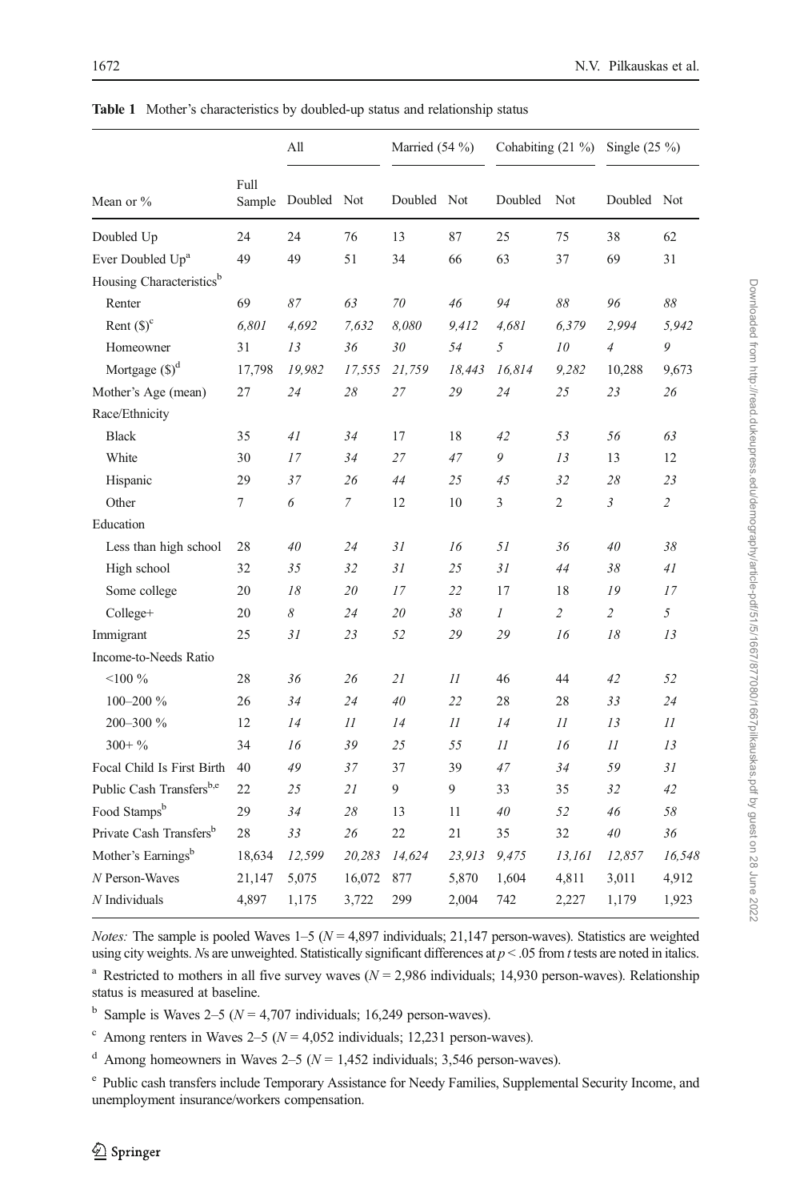**Table 1** Mother's characteristics by doubled-up status and relationship status

| Mean or % | Full Sample | All | | Married (54 %) | | Cohabiting (21 %) | | Single (25 %) | |
|---|---|---|---|---|---|---|---|---|---|
| | | Doubled | Not | Doubled | Not | Doubled | Not | Doubled | Not |
| Doubled Up | 24 | 24 | 76 | 13 | 87 | 25 | 75 | 38 | 62 |
| Ever Doubled Up[a] | 49 | 49 | 51 | 34 | 66 | 63 | 37 | 69 | 31 |
| Housing Characteristics[b] | | | | | | | | | |
| Renter | 69 | *87* | *63* | *70* | *46* | *94* | *88* | *96* | *88* |
| Rent ($)[c] | 6,801 | *4,692* | *7,632* | *8,080* | *9,412* | *4,681* | *6,379* | *2,994* | *5,942* |
| Homeowner | 31 | *13* | *36* | *30* | *54* | *5* | *10* | *4* | *9* |
| Mortgage ($)[d] | 17,798 | *19,982* | *17,555* | *21,759* | *18,443* | *16,814* | *9,282* | 10,288 | 9,673 |
| Mother's Age (mean) | 27 | *24* | *28* | *27* | *29* | *24* | *25* | *23* | *26* |
| Race/Ethnicity | | | | | | | | | |
| Black | 35 | *41* | *34* | 17 | 18 | *42* | *53* | *56* | *63* |
| White | 30 | *17* | *34* | *27* | *47* | *9* | *13* | 13 | 12 |
| Hispanic | 29 | *37* | *26* | *44* | *25* | *45* | *32* | *28* | *23* |
| Other | 7 | *6* | *7* | 12 | 10 | 3 | 2 | *3* | *2* |
| Education | | | | | | | | | |
| Less than high school | 28 | *40* | *24* | *31* | *16* | *51* | *36* | *40* | *38* |
| High school | 32 | *35* | *32* | *31* | *25* | *31* | *44* | *38* | *41* |
| Some college | 20 | *18* | *20* | *17* | *22* | 17 | 18 | *19* | *17* |
| College+ | 20 | *8* | *24* | *20* | *38* | *1* | *2* | *2* | *5* |
| Immigrant | 25 | *31* | *23* | *52* | *29* | *29* | *16* | *18* | *13* |
| Income-to-Needs Ratio | | | | | | | | | |
| <100 % | 28 | *36* | *26* | *21* | *11* | 46 | 44 | *42* | *52* |
| 100–200 % | 26 | *34* | *24* | *40* | *22* | 28 | 28 | *33* | *24* |
| 200–300 % | 12 | *14* | *11* | *14* | *11* | *14* | *11* | *13* | *11* |
| 300+ % | 34 | *16* | *39* | *25* | *55* | *11* | *16* | *11* | *13* |
| Focal Child Is First Birth | 40 | *49* | *37* | 37 | 39 | *47* | *34* | *59* | *31* |
| Public Cash Transfers[b,e] | 22 | *25* | *21* | 9 | 9 | 33 | 35 | *32* | *42* |
| Food Stamps[b] | 29 | *34* | *28* | 13 | 11 | *40* | *52* | *46* | *58* |
| Private Cash Transfers[b] | 28 | *33* | *26* | 22 | 21 | 35 | 32 | *40* | *36* |
| Mother's Earnings[b] | 18,634 | *12,599* | *20,283* | *14,624* | *23,913* | *9,475* | *13,161* | *12,857* | *16,548* |
| *N* Person-Waves | 21,147 | 5,075 | 16,072 | 877 | 5,870 | 1,604 | 4,811 | 3,011 | 4,912 |
| *N* Individuals | 4,897 | 1,175 | 3,722 | 299 | 2,004 | 742 | 2,227 | 1,179 | 1,923 |

*Notes:* The sample is pooled Waves 1–5 ($N$ = 4,897 individuals; 21,147 person-waves). Statistics are weighted using city weights. *N*s are unweighted. Statistically significant differences at $p < .05$ from $t$ tests are noted in italics.

[a] Restricted to mothers in all five survey waves ($N$ = 2,986 individuals; 14,930 person-waves). Relationship status is measured at baseline.

[b] Sample is Waves 2–5 ($N$ = 4,707 individuals; 16,249 person-waves).

[c] Among renters in Waves 2–5 ($N$ = 4,052 individuals; 12,231 person-waves).

[d] Among homeowners in Waves 2–5 ($N$ = 1,452 individuals; 3,546 person-waves).

[e] Public cash transfers include Temporary Assistance for Needy Families, Supplemental Security Income, and unemployment insurance/workers compensation.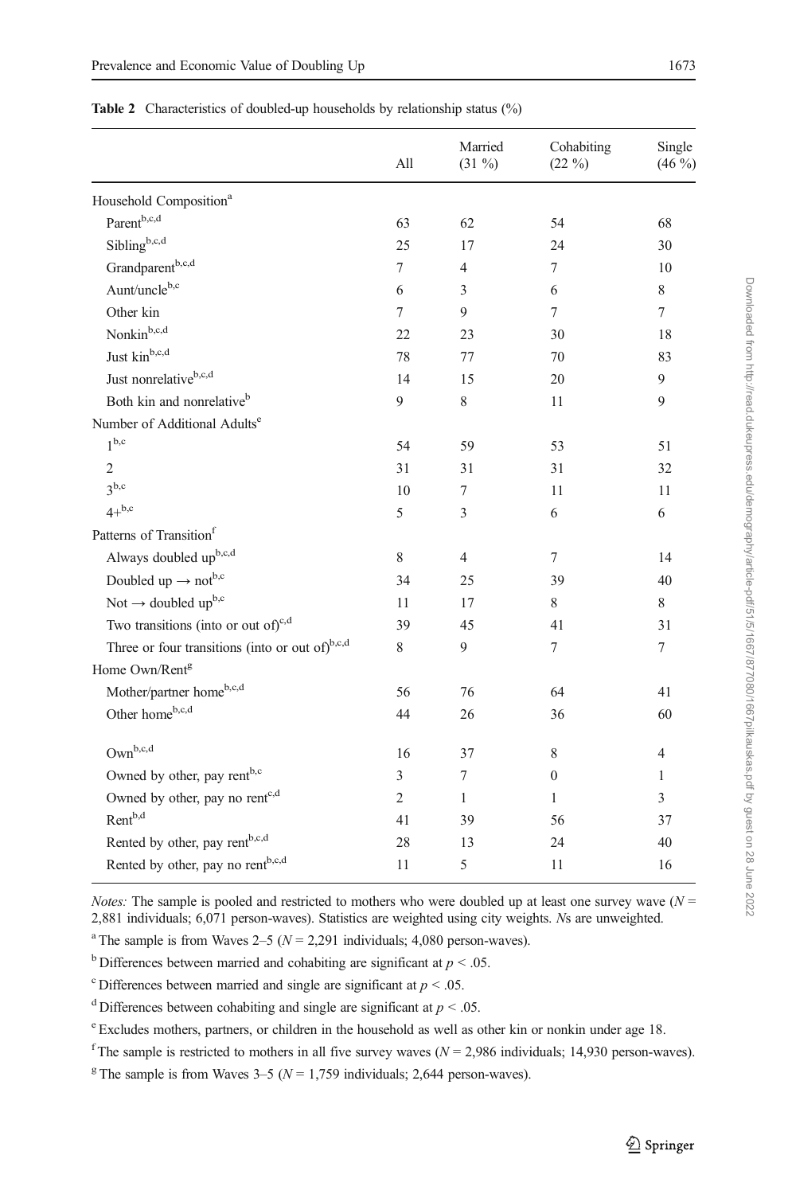**Table 2** Characteristics of doubled-up households by relationship status (%)

| | All | Married (31 %) | Cohabiting (22 %) | Single (46 %) |
|---|---|---|---|---|
| Household Composition[a] | | | | |
| Parent[b,c,d] | 63 | 62 | 54 | 68 |
| Sibling[b,c,d] | 25 | 17 | 24 | 30 |
| Grandparent[b,c,d] | 7 | 4 | 7 | 10 |
| Aunt/uncle[b,c] | 6 | 3 | 6 | 8 |
| Other kin | 7 | 9 | 7 | 7 |
| Nonkin[b,c,d] | 22 | 23 | 30 | 18 |
| Just kin[b,c,d] | 78 | 77 | 70 | 83 |
| Just nonrelative[b,c,d] | 14 | 15 | 20 | 9 |
| Both kin and nonrelative[b] | 9 | 8 | 11 | 9 |
| Number of Additional Adults[e] | | | | |
| 1[b,c] | 54 | 59 | 53 | 51 |
| 2 | 31 | 31 | 31 | 32 |
| 3[b,c] | 10 | 7 | 11 | 11 |
| 4+[b,c] | 5 | 3 | 6 | 6 |
| Patterns of Transition[f] | | | | |
| Always doubled up[b,c,d] | 8 | 4 | 7 | 14 |
| Doubled up → not[b,c] | 34 | 25 | 39 | 40 |
| Not → doubled up[b,c] | 11 | 17 | 8 | 8 |
| Two transitions (into or out of)[c,d] | 39 | 45 | 41 | 31 |
| Three or four transitions (into or out of)[b,c,d] | 8 | 9 | 7 | 7 |
| Home Own/Rent[g] | | | | |
| Mother/partner home[b,c,d] | 56 | 76 | 64 | 41 |
| Other home[b,c,d] | 44 | 26 | 36 | 60 |
| Own[b,c,d] | 16 | 37 | 8 | 4 |
| Owned by other, pay rent[b,c] | 3 | 7 | 0 | 1 |
| Owned by other, pay no rent[c,d] | 2 | 1 | 1 | 3 |
| Rent[b,d] | 41 | 39 | 56 | 37 |
| Rented by other, pay rent[b,c,d] | 28 | 13 | 24 | 40 |
| Rented by other, pay no rent[b,c,d] | 11 | 5 | 11 | 16 |

*Notes:* The sample is pooled and restricted to mothers who were doubled up at least one survey wave ($N$ = 2,881 individuals; 6,071 person-waves). Statistics are weighted using city weights. $N$s are unweighted.

[a] The sample is from Waves 2–5 ($N$ = 2,291 individuals; 4,080 person-waves).

[b] Differences between married and cohabiting are significant at $p < .05$.

[c] Differences between married and single are significant at $p < .05$.

[d] Differences between cohabiting and single are significant at $p < .05$.

[e] Excludes mothers, partners, or children in the household as well as other kin or nonkin under age 18.

[f] The sample is restricted to mothers in all five survey waves ($N$ = 2,986 individuals; 14,930 person-waves).

[g] The sample is from Waves 3–5 ($N$ = 1,759 individuals; 2,644 person-waves).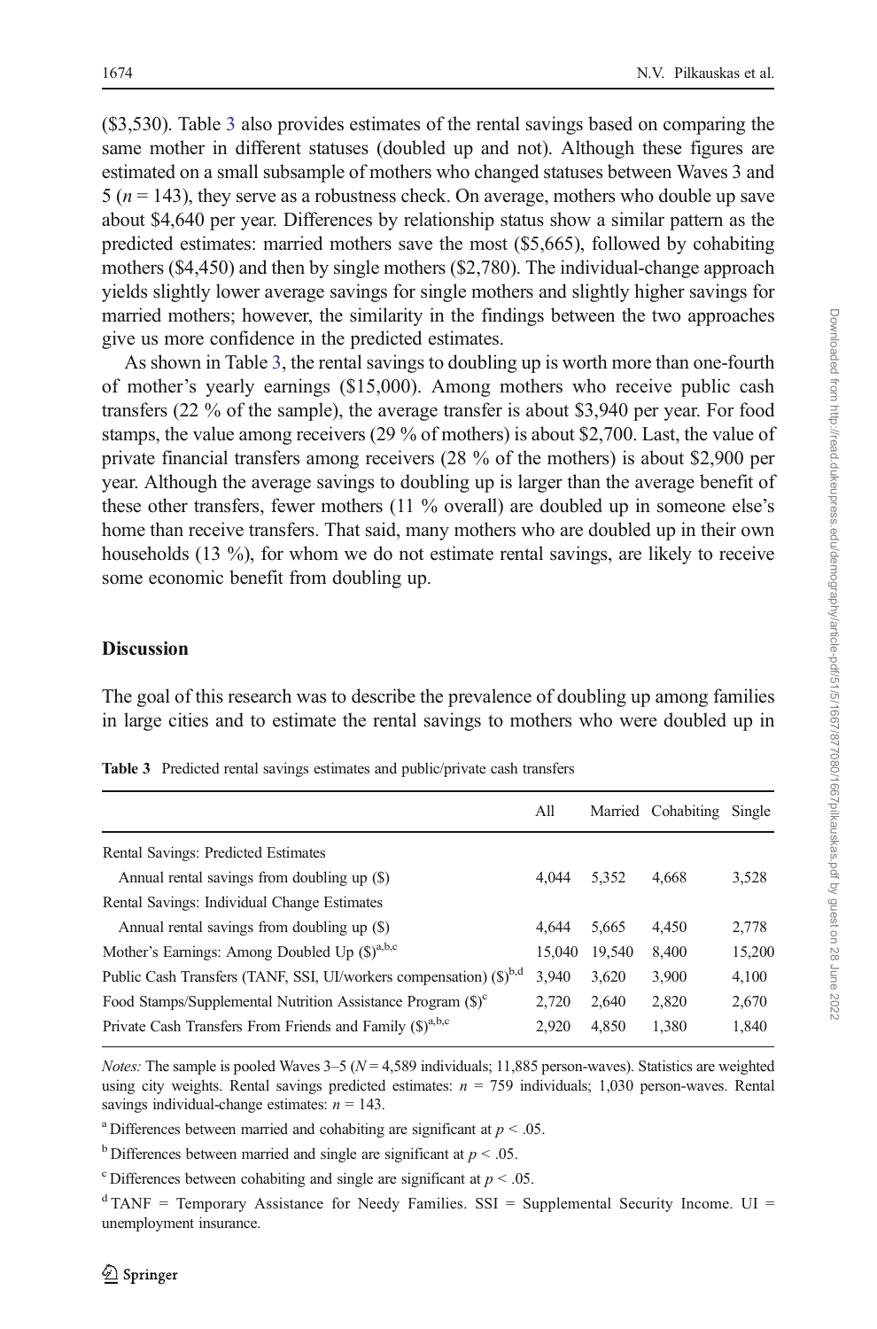($3,530). Table 3 also provides estimates of the rental savings based on comparing the same mother in different statuses (doubled up and not). Although these figures are estimated on a small subsample of mothers who changed statuses between Waves 3 and 5 ($n = 143$), they serve as a robustness check. On average, mothers who double up save about $4,640 per year. Differences by relationship status show a similar pattern as the predicted estimates: married mothers save the most ($5,665), followed by cohabiting mothers ($4,450) and then by single mothers ($2,780). The individual-change approach yields slightly lower average savings for single mothers and slightly higher savings for married mothers; however, the similarity in the findings between the two approaches give us more confidence in the predicted estimates.

As shown in Table 3, the rental savings to doubling up is worth more than one-fourth of mother's yearly earnings ($15,000). Among mothers who receive public cash transfers (22 % of the sample), the average transfer is about $3,940 per year. For food stamps, the value among receivers (29 % of mothers) is about $2,700. Last, the value of private financial transfers among receivers (28 % of the mothers) is about $2,900 per year. Although the average savings to doubling up is larger than the average benefit of these other transfers, fewer mothers (11 % overall) are doubled up in someone else's home than receive transfers. That said, many mothers who are doubled up in their own households (13 %), for whom we do not estimate rental savings, are likely to receive some economic benefit from doubling up.

## Discussion

The goal of this research was to describe the prevalence of doubling up among families in large cities and to estimate the rental savings to mothers who were doubled up in

**Table 3** Predicted rental savings estimates and public/private cash transfers

| | All | Married | Cohabiting | Single |
|---|---|---|---|---|
| Rental Savings: Predicted Estimates | | | | |
| Annual rental savings from doubling up ($) | 4,044 | 5,352 | 4,668 | 3,528 |
| Rental Savings: Individual Change Estimates | | | | |
| Annual rental savings from doubling up ($) | 4,644 | 5,665 | 4,450 | 2,778 |
| Mother's Earnings: Among Doubled Up ($)[a,b,c] | 15,040 | 19,540 | 8,400 | 15,200 |
| Public Cash Transfers (TANF, SSI, UI/workers compensation) ($)[b,d] | 3,940 | 3,620 | 3,900 | 4,100 |
| Food Stamps/Supplemental Nutrition Assistance Program ($)[c] | 2,720 | 2,640 | 2,820 | 2,670 |
| Private Cash Transfers From Friends and Family ($)[a,b,c] | 2,920 | 4,850 | 1,380 | 1,840 |

*Notes:* The sample is pooled Waves 3–5 ($N = 4,589$ individuals; 11,885 person-waves). Statistics are weighted using city weights. Rental savings predicted estimates: $n = 759$ individuals; 1,030 person-waves. Rental savings individual-change estimates: $n = 143$.

[a] Differences between married and cohabiting are significant at $p < .05$.

[b] Differences between married and single are significant at $p < .05$.

[c] Differences between cohabiting and single are significant at $p < .05$.

[d] TANF = Temporary Assistance for Needy Families. SSI = Supplemental Security Income. UI = unemployment insurance.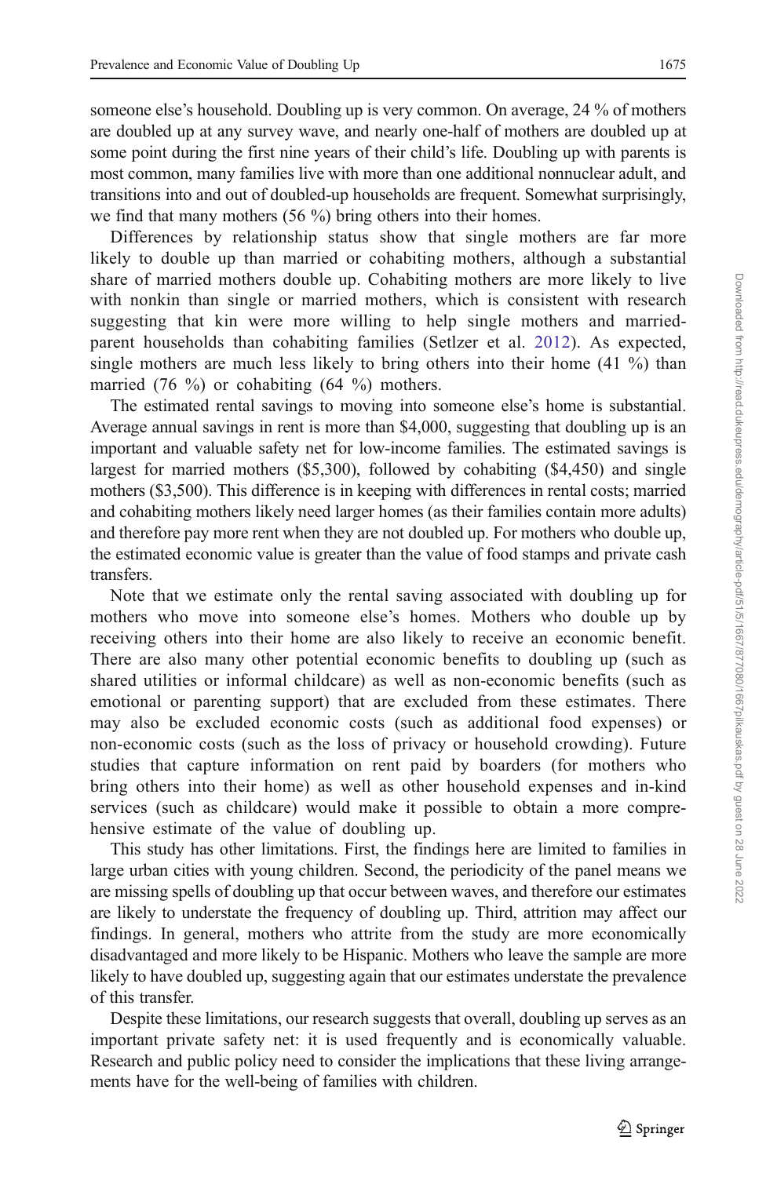someone else's household. Doubling up is very common. On average, 24 % of mothers are doubled up at any survey wave, and nearly one-half of mothers are doubled up at some point during the first nine years of their child's life. Doubling up with parents is most common, many families live with more than one additional nonnuclear adult, and transitions into and out of doubled-up households are frequent. Somewhat surprisingly, we find that many mothers (56 %) bring others into their homes.

Differences by relationship status show that single mothers are far more likely to double up than married or cohabiting mothers, although a substantial share of married mothers double up. Cohabiting mothers are more likely to live with nonkin than single or married mothers, which is consistent with research suggesting that kin were more willing to help single mothers and married-parent households than cohabiting families (Setlzer et al. 2012). As expected, single mothers are much less likely to bring others into their home (41 %) than married (76 %) or cohabiting (64 %) mothers.

The estimated rental savings to moving into someone else's home is substantial. Average annual savings in rent is more than $4,000, suggesting that doubling up is an important and valuable safety net for low-income families. The estimated savings is largest for married mothers ($5,300), followed by cohabiting ($4,450) and single mothers ($3,500). This difference is in keeping with differences in rental costs; married and cohabiting mothers likely need larger homes (as their families contain more adults) and therefore pay more rent when they are not doubled up. For mothers who double up, the estimated economic value is greater than the value of food stamps and private cash transfers.

Note that we estimate only the rental saving associated with doubling up for mothers who move into someone else's homes. Mothers who double up by receiving others into their home are also likely to receive an economic benefit. There are also many other potential economic benefits to doubling up (such as shared utilities or informal childcare) as well as non-economic benefits (such as emotional or parenting support) that are excluded from these estimates. There may also be excluded economic costs (such as additional food expenses) or non-economic costs (such as the loss of privacy or household crowding). Future studies that capture information on rent paid by boarders (for mothers who bring others into their home) as well as other household expenses and in-kind services (such as childcare) would make it possible to obtain a more comprehensive estimate of the value of doubling up.

This study has other limitations. First, the findings here are limited to families in large urban cities with young children. Second, the periodicity of the panel means we are missing spells of doubling up that occur between waves, and therefore our estimates are likely to understate the frequency of doubling up. Third, attrition may affect our findings. In general, mothers who attrite from the study are more economically disadvantaged and more likely to be Hispanic. Mothers who leave the sample are more likely to have doubled up, suggesting again that our estimates understate the prevalence of this transfer.

Despite these limitations, our research suggests that overall, doubling up serves as an important private safety net: it is used frequently and is economically valuable. Research and public policy need to consider the implications that these living arrangements have for the well-being of families with children.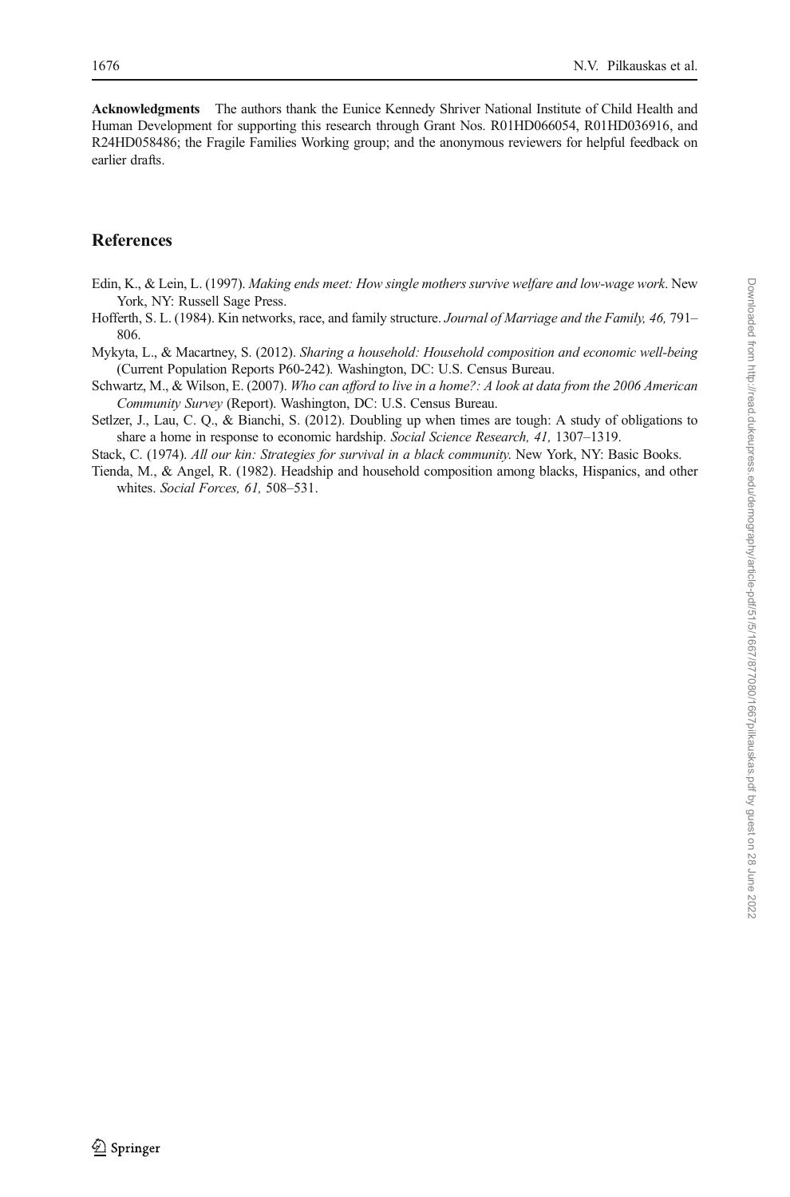**Acknowledgments** The authors thank the Eunice Kennedy Shriver National Institute of Child Health and Human Development for supporting this research through Grant Nos. R01HD066054, R01HD036916, and R24HD058486; the Fragile Families Working group; and the anonymous reviewers for helpful feedback on earlier drafts.

## References

Edin, K., & Lein, L. (1997). *Making ends meet: How single mothers survive welfare and low-wage work*. New York, NY: Russell Sage Press.

Hofferth, S. L. (1984). Kin networks, race, and family structure. *Journal of Marriage and the Family, 46,* 791–806.

Mykyta, L., & Macartney, S. (2012). *Sharing a household: Household composition and economic well-being* (Current Population Reports P60-242). Washington, DC: U.S. Census Bureau.

Schwartz, M., & Wilson, E. (2007). *Who can afford to live in a home?: A look at data from the 2006 American Community Survey* (Report). Washington, DC: U.S. Census Bureau.

Setlzer, J., Lau, C. Q., & Bianchi, S. (2012). Doubling up when times are tough: A study of obligations to share a home in response to economic hardship. *Social Science Research, 41,* 1307–1319.

Stack, C. (1974). *All our kin: Strategies for survival in a black community*. New York, NY: Basic Books.

Tienda, M., & Angel, R. (1982). Headship and household composition among blacks, Hispanics, and other whites. *Social Forces, 61,* 508–531.